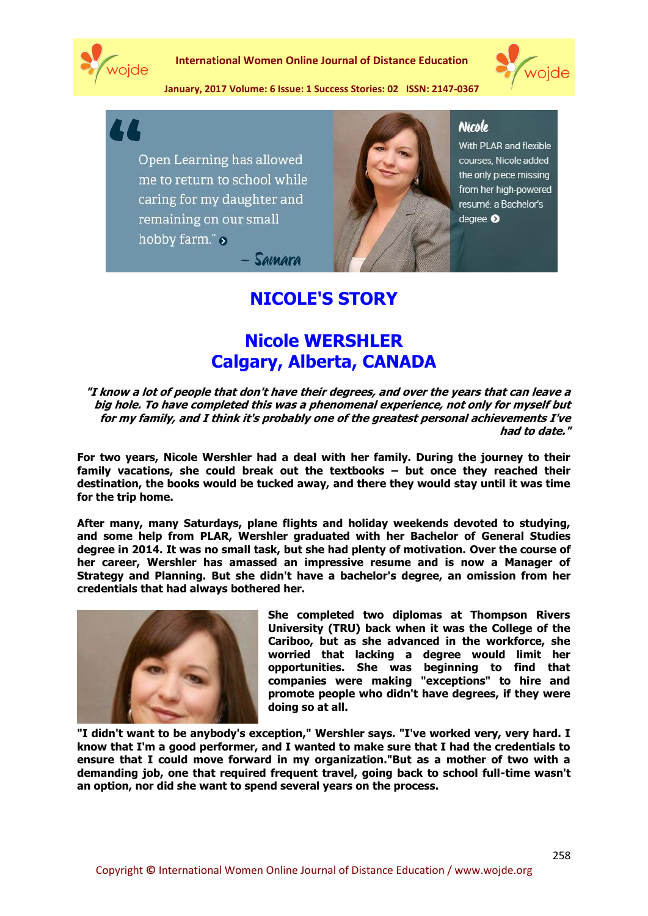"Open Learning has allowed me to return to school while caring for my daughter and remaining on our small hobby farm."

– Samara

**Nicole**

With PLAR and flexible courses, Nicole added the only piece missing from her high-powered resumé: a Bachelor's degree

# NICOLE'S STORY

## Nicole WERSHLER
## Calgary, Alberta, CANADA

***"I know a lot of people that don't have their degrees, and over the years that can leave a big hole. To have completed this was a phenomenal experience, not only for myself but for my family, and I think it's probably one of the greatest personal achievements I've had to date."***

**For two years, Nicole Wershler had a deal with her family. During the journey to their family vacations, she could break out the textbooks – but once they reached their destination, the books would be tucked away, and there they would stay until it was time for the trip home.**

**After many, many Saturdays, plane flights and holiday weekends devoted to studying, and some help from PLAR, Wershler graduated with her Bachelor of General Studies degree in 2014. It was no small task, but she had plenty of motivation. Over the course of her career, Wershler has amassed an impressive resume and is now a Manager of Strategy and Planning. But she didn't have a bachelor's degree, an omission from her credentials that had always bothered her.**

**She completed two diplomas at Thompson Rivers University (TRU) back when it was the College of the Cariboo, but as she advanced in the workforce, she worried that lacking a degree would limit her opportunities. She was beginning to find that companies were making "exceptions" to hire and promote people who didn't have degrees, if they were doing so at all.**

**"I didn't want to be anybody's exception," Wershler says. "I've worked very, very hard. I know that I'm a good performer, and I wanted to make sure that I had the credentials to ensure that I could move forward in my organization."But as a mother of two with a demanding job, one that required frequent travel, going back to school full-time wasn't an option, nor did she want to spend several years on the process.**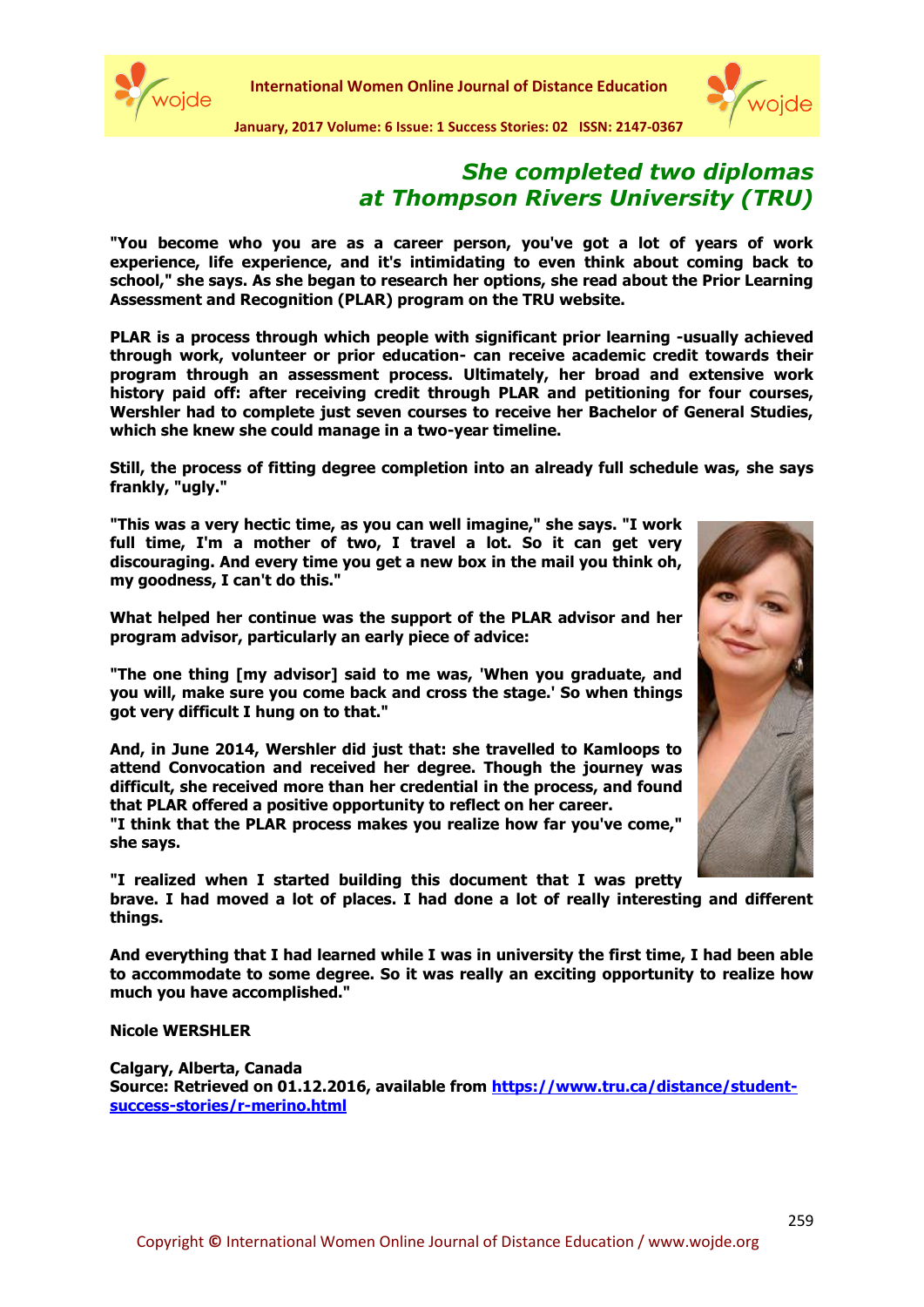## *She completed two diplomas at Thompson Rivers University (TRU)*

**"You become who you are as a career person, you've got a lot of years of work experience, life experience, and it's intimidating to even think about coming back to school," she says. As she began to research her options, she read about the Prior Learning Assessment and Recognition (PLAR) program on the TRU website.**

**PLAR is a process through which people with significant prior learning -usually achieved through work, volunteer or prior education- can receive academic credit towards their program through an assessment process. Ultimately, her broad and extensive work history paid off: after receiving credit through PLAR and petitioning for four courses, Wershler had to complete just seven courses to receive her Bachelor of General Studies, which she knew she could manage in a two-year timeline.**

**Still, the process of fitting degree completion into an already full schedule was, she says frankly, "ugly."**

**"This was a very hectic time, as you can well imagine," she says. "I work full time, I'm a mother of two, I travel a lot. So it can get very discouraging. And every time you get a new box in the mail you think oh, my goodness, I can't do this."**

**What helped her continue was the support of the PLAR advisor and her program advisor, particularly an early piece of advice:**

**"The one thing [my advisor] said to me was, 'When you graduate, and you will, make sure you come back and cross the stage.' So when things got very difficult I hung on to that."**

**And, in June 2014, Wershler did just that: she travelled to Kamloops to attend Convocation and received her degree. Though the journey was difficult, she received more than her credential in the process, and found that PLAR offered a positive opportunity to reflect on her career.**
**"I think that the PLAR process makes you realize how far you've come," she says.**

**"I realized when I started building this document that I was pretty brave. I had moved a lot of places. I had done a lot of really interesting and different things.**

**And everything that I had learned while I was in university the first time, I had been able to accommodate to some degree. So it was really an exciting opportunity to realize how much you have accomplished."**

**Nicole WERSHLER**

**Calgary, Alberta, Canada**
**Source: Retrieved on 01.12.2016, available from [https://www.tru.ca/distance/student-success-stories/r-merino.html](https://www.tru.ca/distance/student-success-stories/r-merino.html)**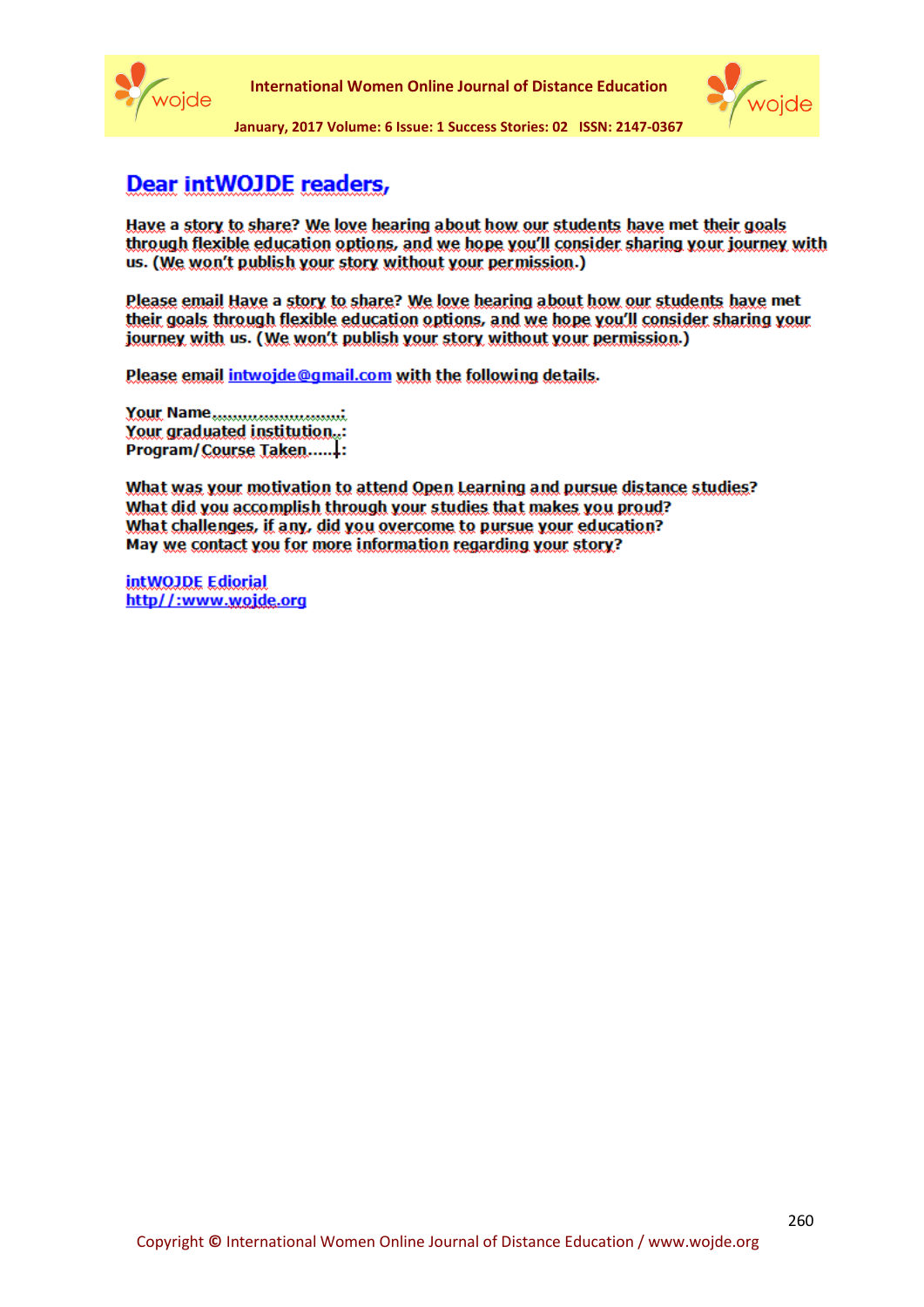## Dear intWOJDE readers,

**Have a story to share? We love hearing about how our students have met their goals through flexible education options, and we hope you'll consider sharing your journey with us. (We won't publish your story without your permission.)**

**Please email Have a story to share? We love hearing about how our students have met their goals through flexible education options, and we hope you'll consider sharing your journey with us. (We won't publish your story without your permission.)**

**Please email intwojde@gmail.com with the following details.**

**Your Name.........................:**
**Your graduated institution..:**
**Program/Course Taken......:**

**What was your motivation to attend Open Learning and pursue distance studies?**
**What did you accomplish through your studies that makes you proud?**
**What challenges, if any, did you overcome to pursue your education?**
**May we contact you for more information regarding your story?**

**intWOJDE Ediorial**
**http//:www.wojde.org**